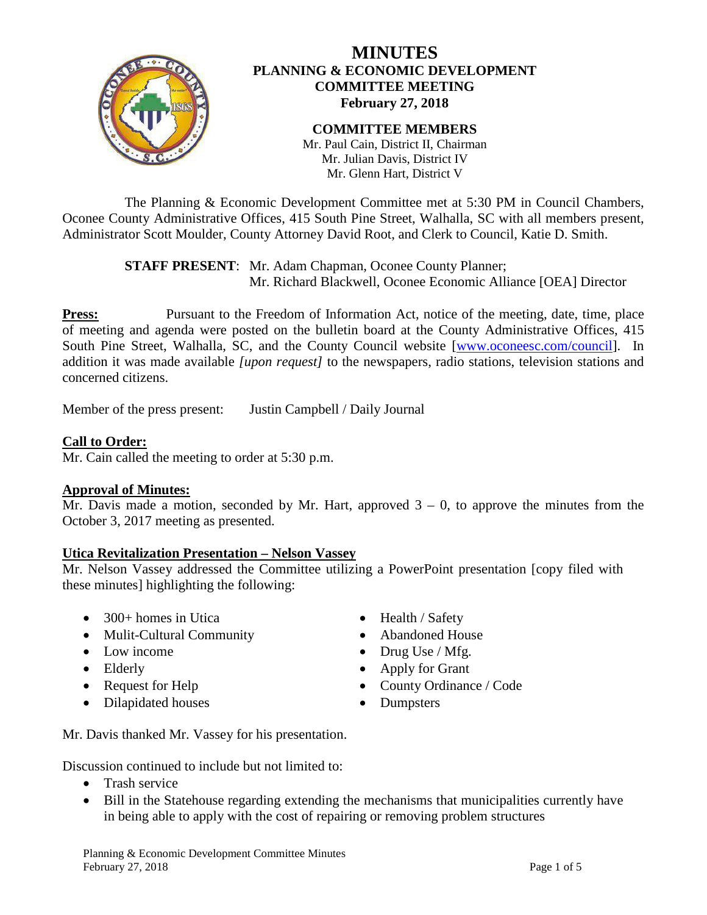# MINUTES

## PLANNING & ECONOMIC DEVELOPMENT COMMITTEE MEETING

**February 27, 2018**

**COMMITTEE MEMBERS**

Mr. Paul Cain, District II, Chairman
Mr. Julian Davis, District IV
Mr. Glenn Hart, District V

The Planning & Economic Development Committee met at 5:30 PM in Council Chambers, Oconee County Administrative Offices, 415 South Pine Street, Walhalla, SC with all members present, Administrator Scott Moulder, County Attorney David Root, and Clerk to Council, Katie D. Smith.

**STAFF PRESENT**: Mr. Adam Chapman, Oconee County Planner;
Mr. Richard Blackwell, Oconee Economic Alliance [OEA] Director

**Press:** Pursuant to the Freedom of Information Act, notice of the meeting, date, time, place of meeting and agenda were posted on the bulletin board at the County Administrative Offices, 415 South Pine Street, Walhalla, SC, and the County Council website [www.oconeesc.com/council]. In addition it was made available *[upon request]* to the newspapers, radio stations, television stations and concerned citizens.

Member of the press present: Justin Campbell / Daily Journal

**Call to Order:**
Mr. Cain called the meeting to order at 5:30 p.m.

**Approval of Minutes:**
Mr. Davis made a motion, seconded by Mr. Hart, approved 3 – 0, to approve the minutes from the October 3, 2017 meeting as presented.

**Utica Revitalization Presentation – Nelson Vassey**
Mr. Nelson Vassey addressed the Committee utilizing a PowerPoint presentation [copy filed with these minutes] highlighting the following:

- 300+ homes in Utica
- Mulit-Cultural Community
- Low income
- Elderly
- Request for Help
- Dilapidated houses
- Health / Safety
- Abandoned House
- Drug Use / Mfg.
- Apply for Grant
- County Ordinance / Code
- Dumpsters

Mr. Davis thanked Mr. Vassey for his presentation.

Discussion continued to include but not limited to:

- Trash service
- Bill in the Statehouse regarding extending the mechanisms that municipalities currently have in being able to apply with the cost of repairing or removing problem structures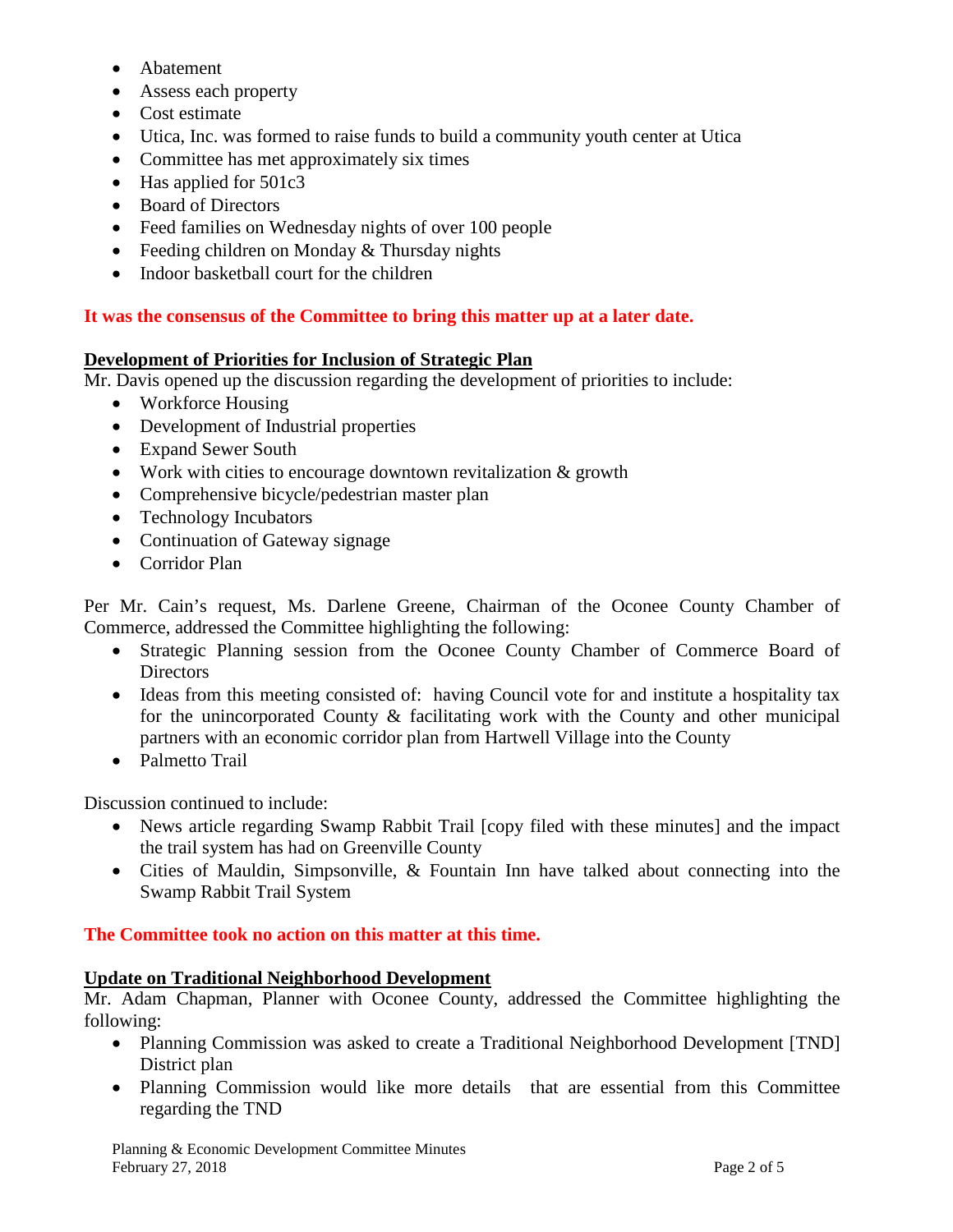- Abatement
- Assess each property
- Cost estimate
- Utica, Inc. was formed to raise funds to build a community youth center at Utica
- Committee has met approximately six times
- Has applied for 501c3
- Board of Directors
- Feed families on Wednesday nights of over 100 people
- Feeding children on Monday & Thursday nights
- Indoor basketball court for the children

**It was the consensus of the Committee to bring this matter up at a later date.**

**Development of Priorities for Inclusion of Strategic Plan**

Mr. Davis opened up the discussion regarding the development of priorities to include:

- Workforce Housing
- Development of Industrial properties
- Expand Sewer South
- Work with cities to encourage downtown revitalization & growth
- Comprehensive bicycle/pedestrian master plan
- Technology Incubators
- Continuation of Gateway signage
- Corridor Plan

Per Mr. Cain's request, Ms. Darlene Greene, Chairman of the Oconee County Chamber of Commerce, addressed the Committee highlighting the following:

- Strategic Planning session from the Oconee County Chamber of Commerce Board of Directors
- Ideas from this meeting consisted of: having Council vote for and institute a hospitality tax for the unincorporated County & facilitating work with the County and other municipal partners with an economic corridor plan from Hartwell Village into the County
- Palmetto Trail

Discussion continued to include:

- News article regarding Swamp Rabbit Trail [copy filed with these minutes] and the impact the trail system has had on Greenville County
- Cities of Mauldin, Simpsonville, & Fountain Inn have talked about connecting into the Swamp Rabbit Trail System

**The Committee took no action on this matter at this time.**

**Update on Traditional Neighborhood Development**

Mr. Adam Chapman, Planner with Oconee County, addressed the Committee highlighting the following:

- Planning Commission was asked to create a Traditional Neighborhood Development [TND] District plan
- Planning Commission would like more details that are essential from this Committee regarding the TND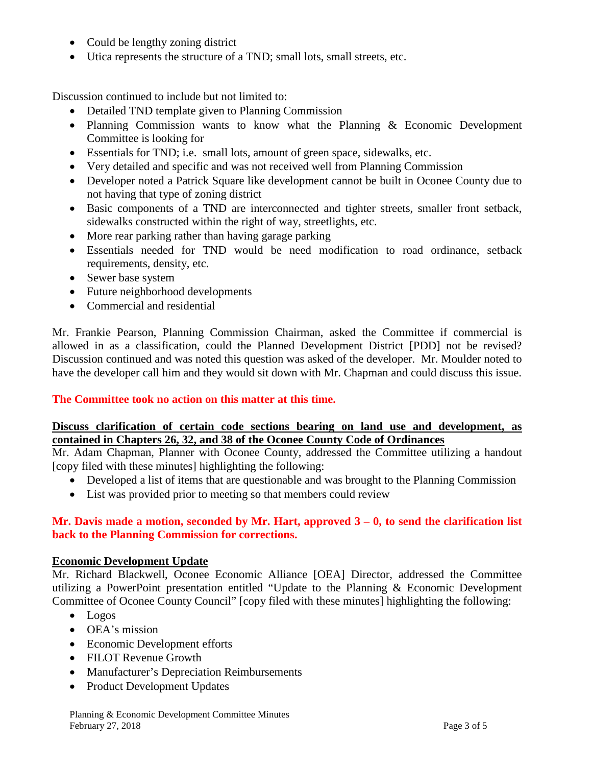- Could be lengthy zoning district
- Utica represents the structure of a TND; small lots, small streets, etc.

Discussion continued to include but not limited to:

- Detailed TND template given to Planning Commission
- Planning Commission wants to know what the Planning & Economic Development Committee is looking for
- Essentials for TND; i.e. small lots, amount of green space, sidewalks, etc.
- Very detailed and specific and was not received well from Planning Commission
- Developer noted a Patrick Square like development cannot be built in Oconee County due to not having that type of zoning district
- Basic components of a TND are interconnected and tighter streets, smaller front setback, sidewalks constructed within the right of way, streetlights, etc.
- More rear parking rather than having garage parking
- Essentials needed for TND would be need modification to road ordinance, setback requirements, density, etc.
- Sewer base system
- Future neighborhood developments
- Commercial and residential

Mr. Frankie Pearson, Planning Commission Chairman, asked the Committee if commercial is allowed in as a classification, could the Planned Development District [PDD] not be revised? Discussion continued and was noted this question was asked of the developer. Mr. Moulder noted to have the developer call him and they would sit down with Mr. Chapman and could discuss this issue.

**The Committee took no action on this matter at this time.**

**Discuss clarification of certain code sections bearing on land use and development, as contained in Chapters 26, 32, and 38 of the Oconee County Code of Ordinances**

Mr. Adam Chapman, Planner with Oconee County, addressed the Committee utilizing a handout [copy filed with these minutes] highlighting the following:

- Developed a list of items that are questionable and was brought to the Planning Commission
- List was provided prior to meeting so that members could review

**Mr. Davis made a motion, seconded by Mr. Hart, approved 3 – 0, to send the clarification list back to the Planning Commission for corrections.**

**Economic Development Update**

Mr. Richard Blackwell, Oconee Economic Alliance [OEA] Director, addressed the Committee utilizing a PowerPoint presentation entitled "Update to the Planning & Economic Development Committee of Oconee County Council" [copy filed with these minutes] highlighting the following:

- Logos
- OEA's mission
- Economic Development efforts
- FILOT Revenue Growth
- Manufacturer's Depreciation Reimbursements
- Product Development Updates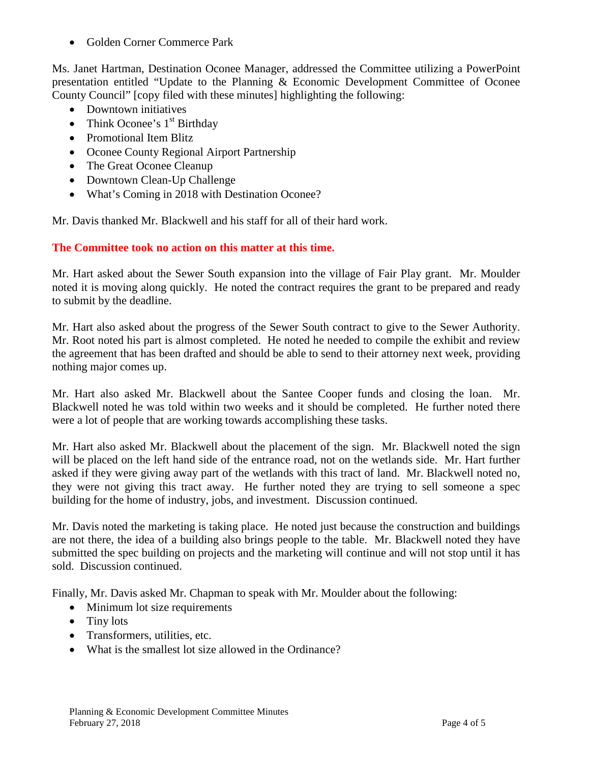- Golden Corner Commerce Park

Ms. Janet Hartman, Destination Oconee Manager, addressed the Committee utilizing a PowerPoint presentation entitled "Update to the Planning & Economic Development Committee of Oconee County Council" [copy filed with these minutes] highlighting the following:

- Downtown initiatives
- Think Oconee's 1st Birthday
- Promotional Item Blitz
- Oconee County Regional Airport Partnership
- The Great Oconee Cleanup
- Downtown Clean-Up Challenge
- What's Coming in 2018 with Destination Oconee?

Mr. Davis thanked Mr. Blackwell and his staff for all of their hard work.

**The Committee took no action on this matter at this time.**

Mr. Hart asked about the Sewer South expansion into the village of Fair Play grant. Mr. Moulder noted it is moving along quickly. He noted the contract requires the grant to be prepared and ready to submit by the deadline.

Mr. Hart also asked about the progress of the Sewer South contract to give to the Sewer Authority. Mr. Root noted his part is almost completed. He noted he needed to compile the exhibit and review the agreement that has been drafted and should be able to send to their attorney next week, providing nothing major comes up.

Mr. Hart also asked Mr. Blackwell about the Santee Cooper funds and closing the loan. Mr. Blackwell noted he was told within two weeks and it should be completed. He further noted there were a lot of people that are working towards accomplishing these tasks.

Mr. Hart also asked Mr. Blackwell about the placement of the sign. Mr. Blackwell noted the sign will be placed on the left hand side of the entrance road, not on the wetlands side. Mr. Hart further asked if they were giving away part of the wetlands with this tract of land. Mr. Blackwell noted no, they were not giving this tract away. He further noted they are trying to sell someone a spec building for the home of industry, jobs, and investment. Discussion continued.

Mr. Davis noted the marketing is taking place. He noted just because the construction and buildings are not there, the idea of a building also brings people to the table. Mr. Blackwell noted they have submitted the spec building on projects and the marketing will continue and will not stop until it has sold. Discussion continued.

Finally, Mr. Davis asked Mr. Chapman to speak with Mr. Moulder about the following:

- Minimum lot size requirements
- Tiny lots
- Transformers, utilities, etc.
- What is the smallest lot size allowed in the Ordinance?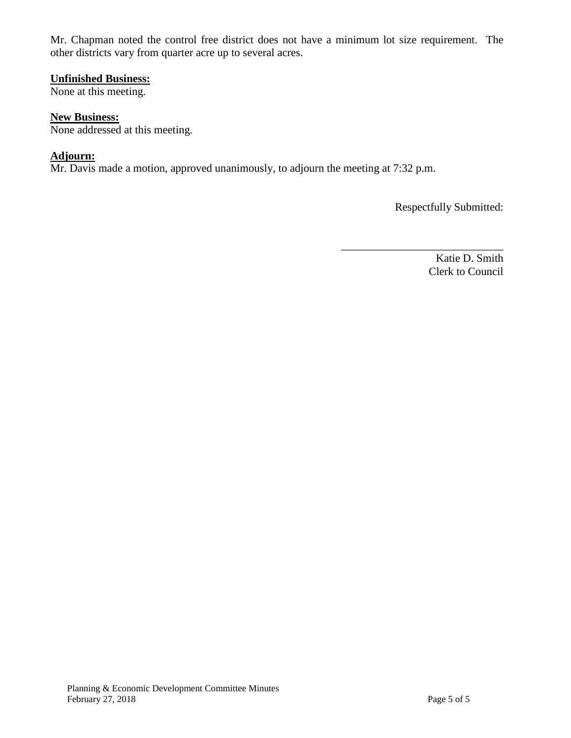Mr. Chapman noted the control free district does not have a minimum lot size requirement. The other districts vary from quarter acre up to several acres.

**Unfinished Business:**
None at this meeting.

**New Business:**
None addressed at this meeting.

**Adjourn:**
Mr. Davis made a motion, approved unanimously, to adjourn the meeting at 7:32 p.m.

Respectfully Submitted:

\_\_\_\_\_\_\_\_\_\_\_\_\_\_\_\_\_\_\_\_\_\_\_\_\_\_\_\_\_\_

Katie D. Smith
Clerk to Council